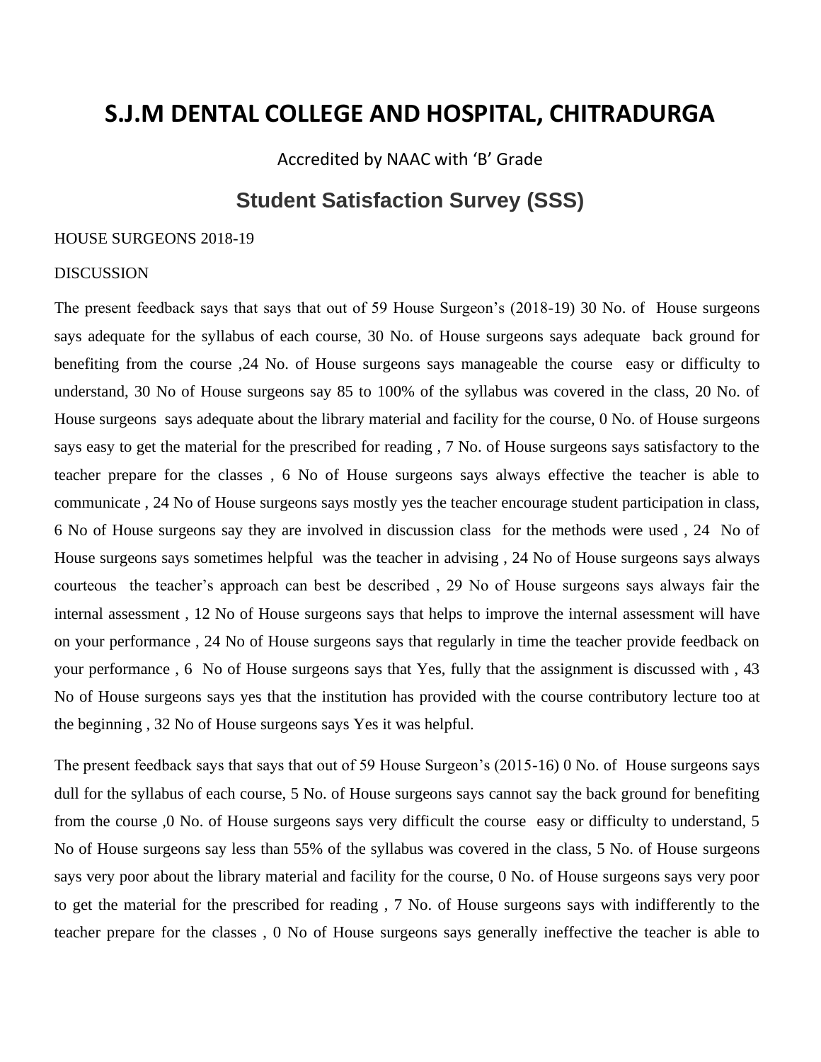# S.J.M DENTAL COLLEGE AND HOSPITAL, CHITRADURGA

Accredited by NAAC with 'B' Grade

## Student Satisfaction Survey (SSS)

HOUSE SURGEONS 2018-19

DISCUSSION

The present feedback says that says that out of 59 House Surgeon's (2018-19) 30 No. of House surgeons says adequate for the syllabus of each course, 30 No. of House surgeons says adequate back ground for benefiting from the course ,24 No. of House surgeons says manageable the course easy or difficulty to understand, 30 No of House surgeons say 85 to 100% of the syllabus was covered in the class, 20 No. of House surgeons says adequate about the library material and facility for the course, 0 No. of House surgeons says easy to get the material for the prescribed for reading , 7 No. of House surgeons says satisfactory to the teacher prepare for the classes , 6 No of House surgeons says always effective the teacher is able to communicate , 24 No of House surgeons says mostly yes the teacher encourage student participation in class, 6 No of House surgeons say they are involved in discussion class for the methods were used , 24 No of House surgeons says sometimes helpful was the teacher in advising , 24 No of House surgeons says always courteous the teacher's approach can best be described , 29 No of House surgeons says always fair the internal assessment , 12 No of House surgeons says that helps to improve the internal assessment will have on your performance , 24 No of House surgeons says that regularly in time the teacher provide feedback on your performance , 6 No of House surgeons says that Yes, fully that the assignment is discussed with , 43 No of House surgeons says yes that the institution has provided with the course contributory lecture too at the beginning , 32 No of House surgeons says Yes it was helpful.

The present feedback says that says that out of 59 House Surgeon's (2015-16) 0 No. of House surgeons says dull for the syllabus of each course, 5 No. of House surgeons says cannot say the back ground for benefiting from the course ,0 No. of House surgeons says very difficult the course easy or difficulty to understand, 5 No of House surgeons say less than 55% of the syllabus was covered in the class, 5 No. of House surgeons says very poor about the library material and facility for the course, 0 No. of House surgeons says very poor to get the material for the prescribed for reading , 7 No. of House surgeons says with indifferently to the teacher prepare for the classes , 0 No of House surgeons says generally ineffective the teacher is able to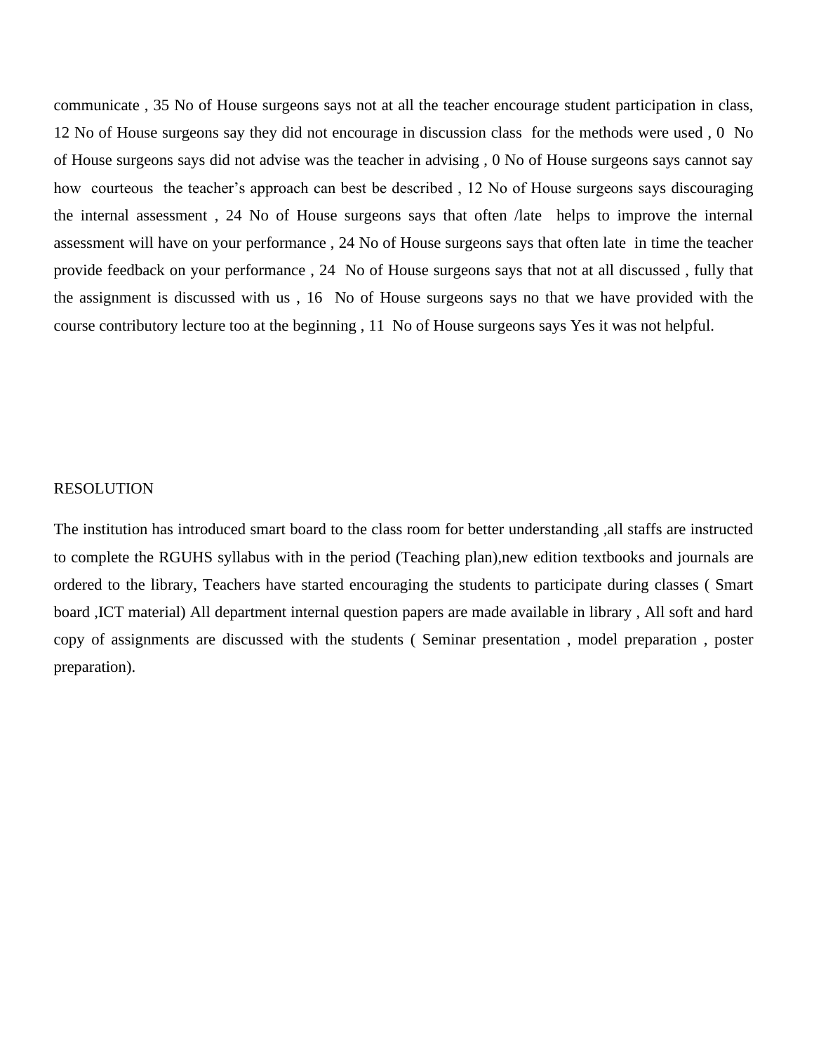communicate , 35 No of House surgeons says not at all the teacher encourage student participation in class, 12 No of House surgeons say they did not encourage in discussion class for the methods were used , 0 No of House surgeons says did not advise was the teacher in advising , 0 No of House surgeons says cannot say how courteous the teacher's approach can best be described , 12 No of House surgeons says discouraging the internal assessment , 24 No of House surgeons says that often /late helps to improve the internal assessment will have on your performance , 24 No of House surgeons says that often late in time the teacher provide feedback on your performance , 24 No of House surgeons says that not at all discussed , fully that the assignment is discussed with us , 16 No of House surgeons says no that we have provided with the course contributory lecture too at the beginning , 11 No of House surgeons says Yes it was not helpful.

RESOLUTION

The institution has introduced smart board to the class room for better understanding ,all staffs are instructed to complete the RGUHS syllabus with in the period (Teaching plan),new edition textbooks and journals are ordered to the library, Teachers have started encouraging the students to participate during classes ( Smart board ,ICT material) All department internal question papers are made available in library , All soft and hard copy of assignments are discussed with the students ( Seminar presentation , model preparation , poster preparation).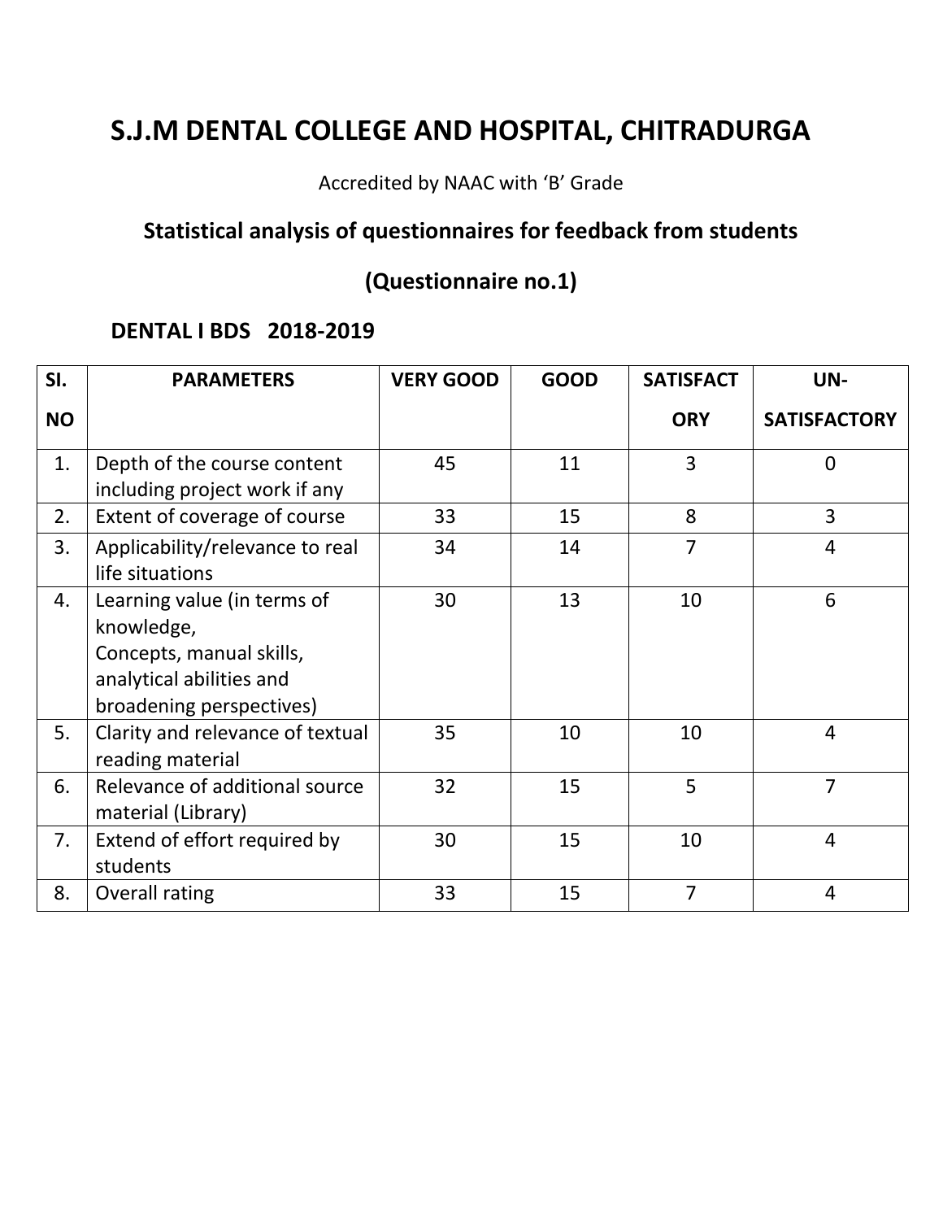# S.J.M DENTAL COLLEGE AND HOSPITAL, CHITRADURGA

Accredited by NAAC with 'B' Grade

## Statistical analysis of questionnaires for feedback from students

## (Questionnaire no.1)

### DENTAL I BDS 2018-2019

| SI. NO | PARAMETERS | VERY GOOD | GOOD | SATISFACTORY | UN-SATISFACTORY |
|---|---|---|---|---|---|
| 1. | Depth of the course content including project work if any | 45 | 11 | 3 | 0 |
| 2. | Extent of coverage of course | 33 | 15 | 8 | 3 |
| 3. | Applicability/relevance to real life situations | 34 | 14 | 7 | 4 |
| 4. | Learning value (in terms of knowledge, Concepts, manual skills, analytical abilities and broadening perspectives) | 30 | 13 | 10 | 6 |
| 5. | Clarity and relevance of textual reading material | 35 | 10 | 10 | 4 |
| 6. | Relevance of additional source material (Library) | 32 | 15 | 5 | 7 |
| 7. | Extend of effort required by students | 30 | 15 | 10 | 4 |
| 8. | Overall rating | 33 | 15 | 7 | 4 |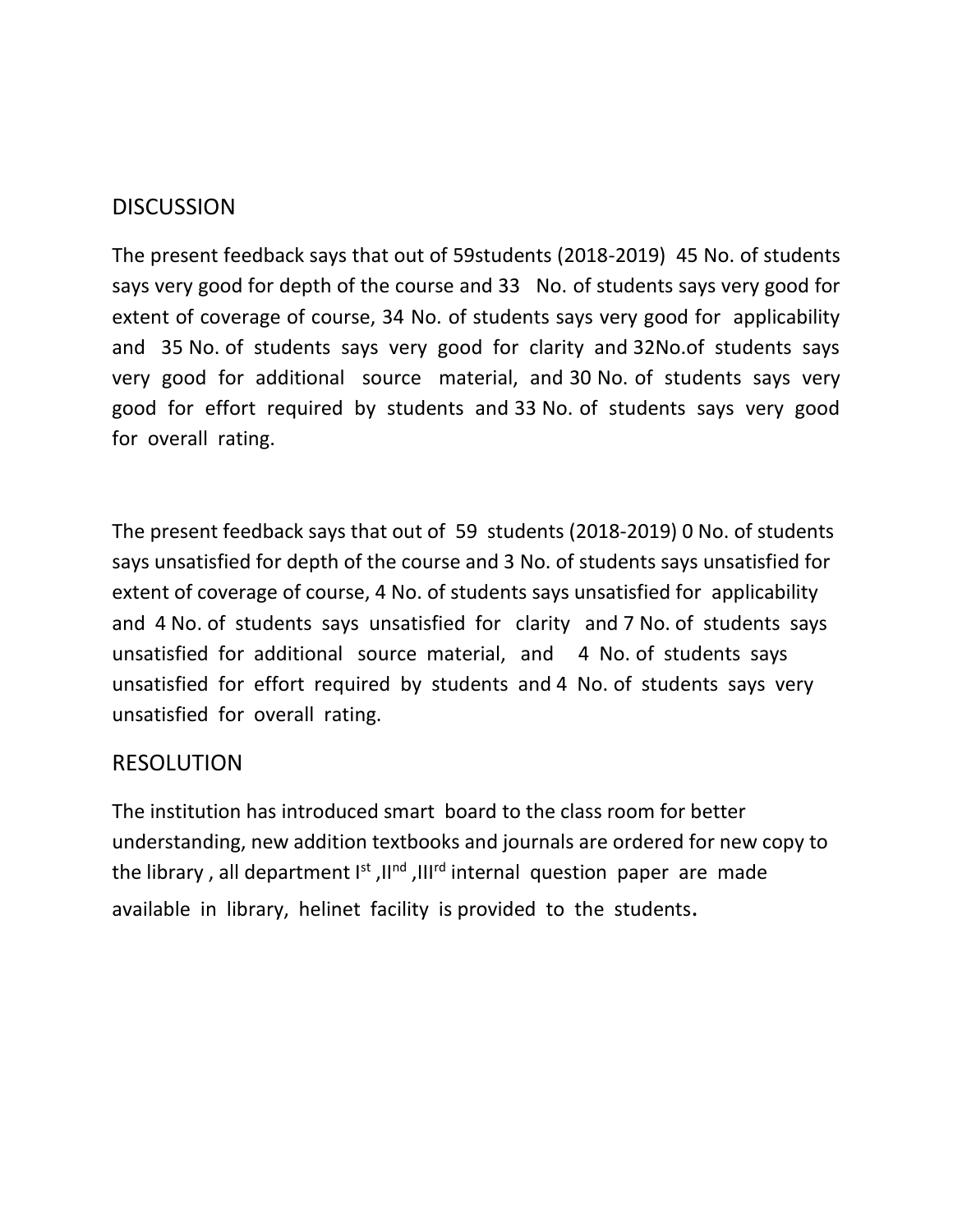## DISCUSSION

The present feedback says that out of 59students (2018-2019) 45 No. of students says very good for depth of the course and 33 No. of students says very good for extent of coverage of course, 34 No. of students says very good for applicability and 35 No. of students says very good for clarity and 32No.of students says very good for additional source material, and 30 No. of students says very good for effort required by students and 33 No. of students says very good for overall rating.

The present feedback says that out of 59 students (2018-2019) 0 No. of students says unsatisfied for depth of the course and 3 No. of students says unsatisfied for extent of coverage of course, 4 No. of students says unsatisfied for applicability and 4 No. of students says unsatisfied for clarity and 7 No. of students says unsatisfied for additional source material, and 4 No. of students says unsatisfied for effort required by students and 4 No. of students says very unsatisfied for overall rating.

## RESOLUTION

The institution has introduced smart board to the class room for better understanding, new addition textbooks and journals are ordered for new copy to the library , all department I$^{st}$ ,II$^{nd}$ ,III$^{rd}$ internal question paper are made available in library, helinet facility is provided to the students.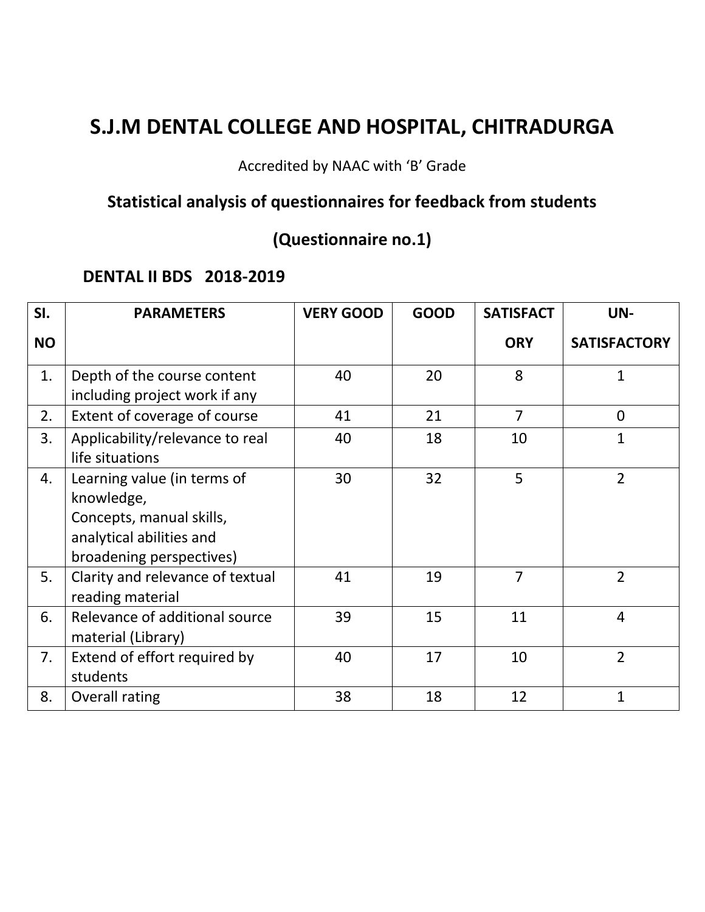# S.J.M DENTAL COLLEGE AND HOSPITAL, CHITRADURGA

Accredited by NAAC with 'B' Grade

## Statistical analysis of questionnaires for feedback from students

## (Questionnaire no.1)

### DENTAL II BDS 2018-2019

| SI. NO | PARAMETERS | VERY GOOD | GOOD | SATISFACTORY | UN-SATISFACTORY |
|---|---|---|---|---|---|
| 1. | Depth of the course content including project work if any | 40 | 20 | 8 | 1 |
| 2. | Extent of coverage of course | 41 | 21 | 7 | 0 |
| 3. | Applicability/relevance to real life situations | 40 | 18 | 10 | 1 |
| 4. | Learning value (in terms of knowledge, Concepts, manual skills, analytical abilities and broadening perspectives) | 30 | 32 | 5 | 2 |
| 5. | Clarity and relevance of textual reading material | 41 | 19 | 7 | 2 |
| 6. | Relevance of additional source material (Library) | 39 | 15 | 11 | 4 |
| 7. | Extend of effort required by students | 40 | 17 | 10 | 2 |
| 8. | Overall rating | 38 | 18 | 12 | 1 |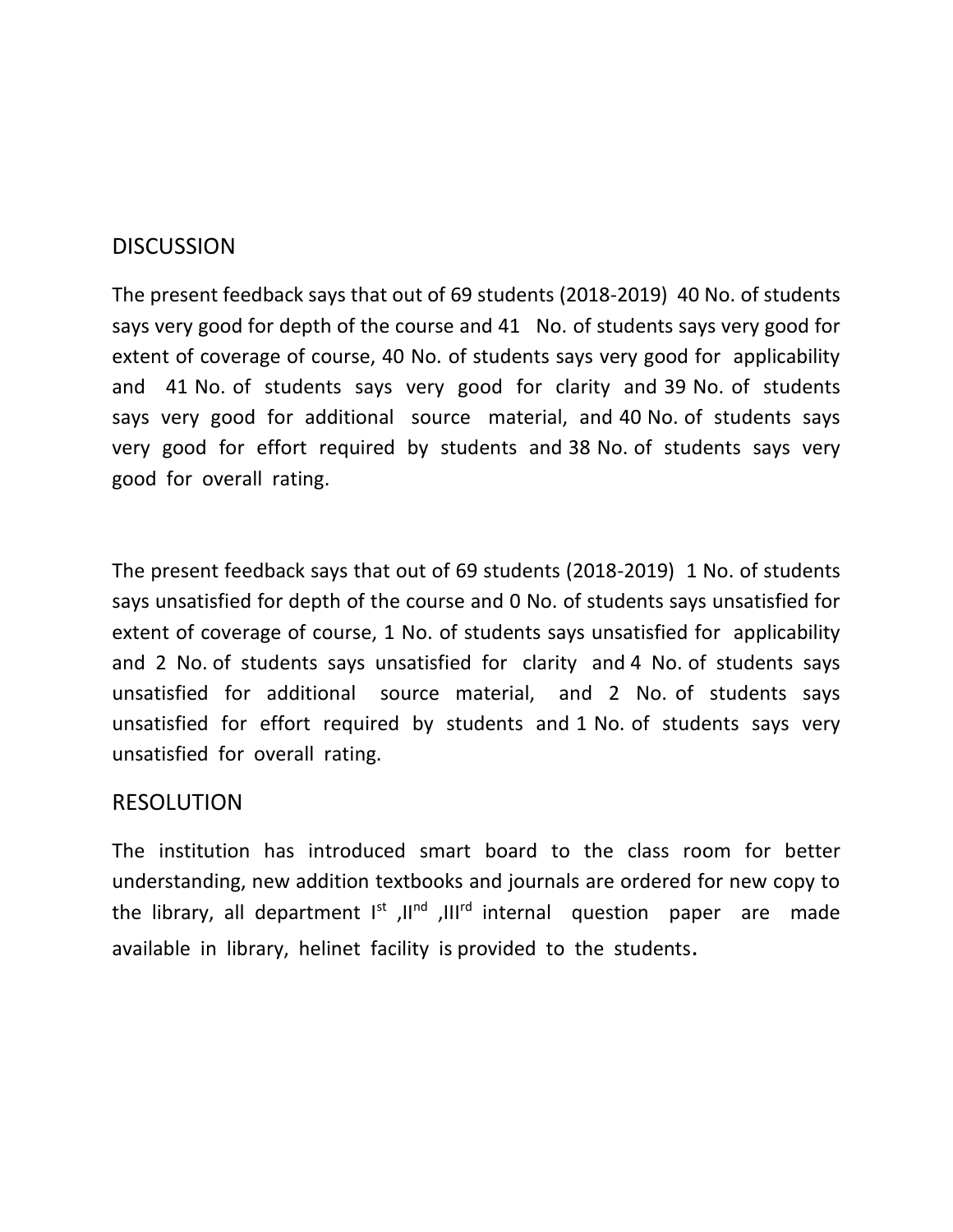## DISCUSSION

The present feedback says that out of 69 students (2018-2019) 40 No. of students says very good for depth of the course and 41 No. of students says very good for extent of coverage of course, 40 No. of students says very good for applicability and 41 No. of students says very good for clarity and 39 No. of students says very good for additional source material, and 40 No. of students says very good for effort required by students and 38 No. of students says very good for overall rating.

The present feedback says that out of 69 students (2018-2019) 1 No. of students says unsatisfied for depth of the course and 0 No. of students says unsatisfied for extent of coverage of course, 1 No. of students says unsatisfied for applicability and 2 No. of students says unsatisfied for clarity and 4 No. of students says unsatisfied for additional source material, and 2 No. of students says unsatisfied for effort required by students and 1 No. of students says very unsatisfied for overall rating.

## RESOLUTION

The institution has introduced smart board to the class room for better understanding, new addition textbooks and journals are ordered for new copy to the library, all department I[st] ,II[nd] ,III[rd] internal question paper are made available in library, helinet facility is provided to the students.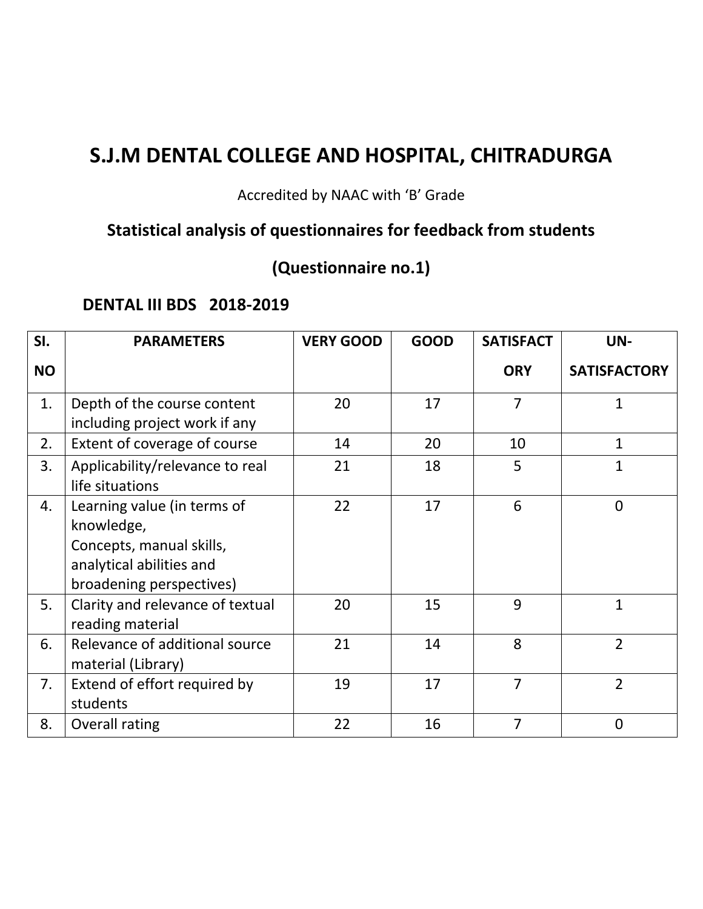# S.J.M DENTAL COLLEGE AND HOSPITAL, CHITRADURGA

Accredited by NAAC with 'B' Grade

## Statistical analysis of questionnaires for feedback from students

## (Questionnaire no.1)

### DENTAL III BDS 2018-2019

| SI. NO | PARAMETERS | VERY GOOD | GOOD | SATISFACTORY | UN-SATISFACTORY |
|---|---|---|---|---|---|
| 1. | Depth of the course content including project work if any | 20 | 17 | 7 | 1 |
| 2. | Extent of coverage of course | 14 | 20 | 10 | 1 |
| 3. | Applicability/relevance to real life situations | 21 | 18 | 5 | 1 |
| 4. | Learning value (in terms of knowledge, Concepts, manual skills, analytical abilities and broadening perspectives) | 22 | 17 | 6 | 0 |
| 5. | Clarity and relevance of textual reading material | 20 | 15 | 9 | 1 |
| 6. | Relevance of additional source material (Library) | 21 | 14 | 8 | 2 |
| 7. | Extend of effort required by students | 19 | 17 | 7 | 2 |
| 8. | Overall rating | 22 | 16 | 7 | 0 |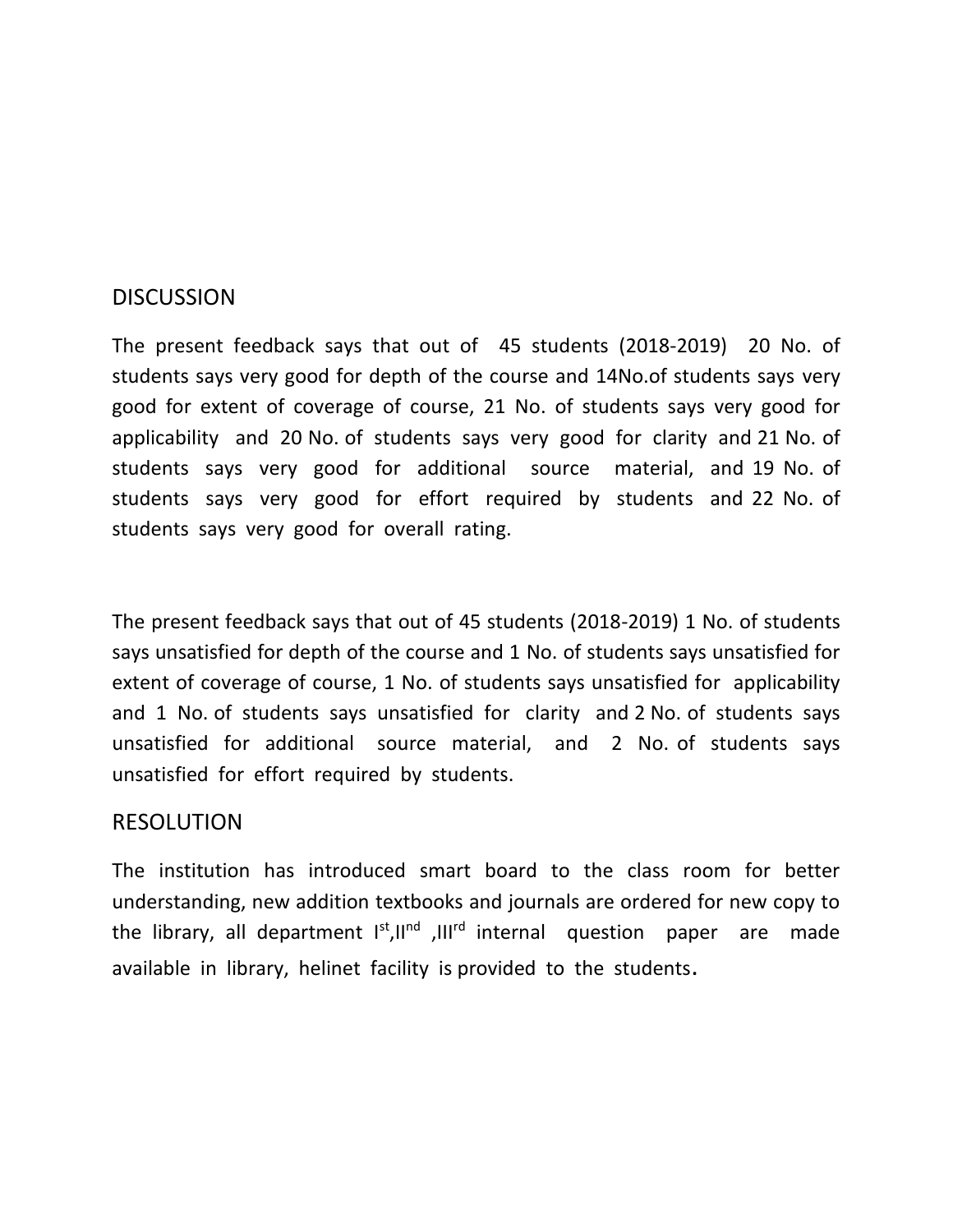## DISCUSSION

The present feedback says that out of 45 students (2018-2019) 20 No. of students says very good for depth of the course and 14No.of students says very good for extent of coverage of course, 21 No. of students says very good for applicability and 20 No. of students says very good for clarity and 21 No. of students says very good for additional source material, and 19 No. of students says very good for effort required by students and 22 No. of students says very good for overall rating.

The present feedback says that out of 45 students (2018-2019) 1 No. of students says unsatisfied for depth of the course and 1 No. of students says unsatisfied for extent of coverage of course, 1 No. of students says unsatisfied for applicability and 1 No. of students says unsatisfied for clarity and 2 No. of students says unsatisfied for additional source material, and 2 No. of students says unsatisfied for effort required by students.

## RESOLUTION

The institution has introduced smart board to the class room for better understanding, new addition textbooks and journals are ordered for new copy to the library, all department I$^{st}$,II$^{nd}$ ,III$^{rd}$ internal question paper are made available in library, helinet facility is provided to the students.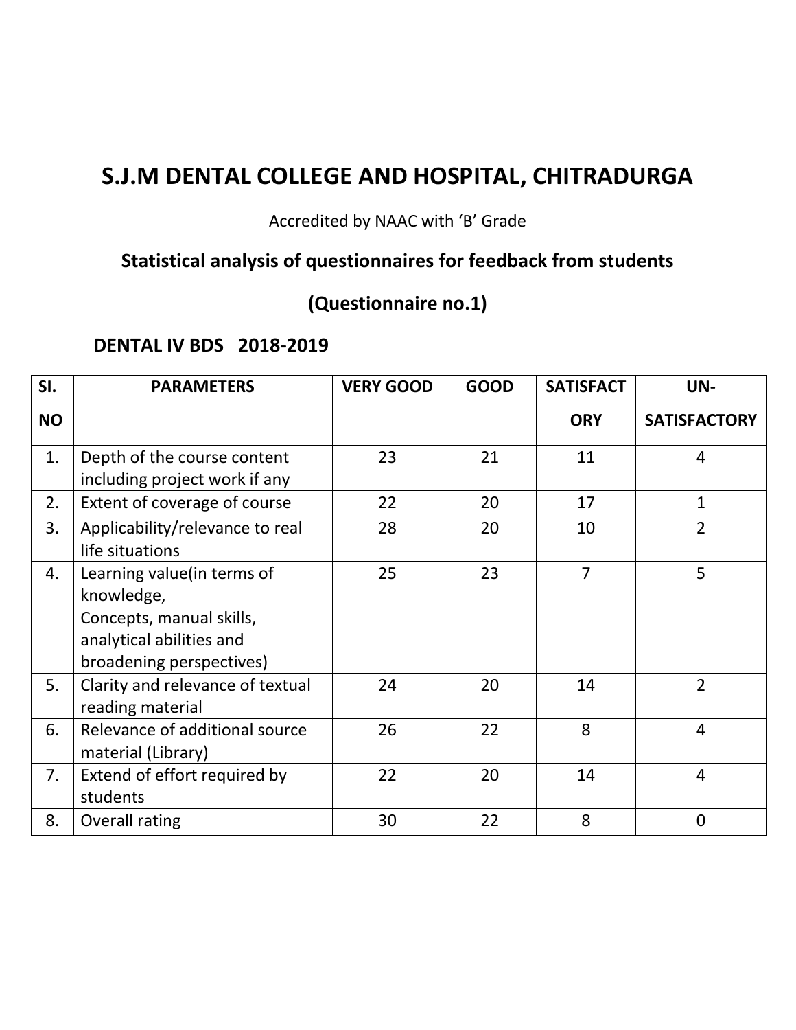# S.J.M DENTAL COLLEGE AND HOSPITAL, CHITRADURGA

Accredited by NAAC with 'B' Grade

## Statistical analysis of questionnaires for feedback from students

## (Questionnaire no.1)

### DENTAL IV BDS 2018-2019

| SI. NO | PARAMETERS | VERY GOOD | GOOD | SATISFACTORY | UN-SATISFACTORY |
|---|---|---|---|---|---|
| 1. | Depth of the course content including project work if any | 23 | 21 | 11 | 4 |
| 2. | Extent of coverage of course | 22 | 20 | 17 | 1 |
| 3. | Applicability/relevance to real life situations | 28 | 20 | 10 | 2 |
| 4. | Learning value(in terms of knowledge, Concepts, manual skills, analytical abilities and broadening perspectives) | 25 | 23 | 7 | 5 |
| 5. | Clarity and relevance of textual reading material | 24 | 20 | 14 | 2 |
| 6. | Relevance of additional source material (Library) | 26 | 22 | 8 | 4 |
| 7. | Extend of effort required by students | 22 | 20 | 14 | 4 |
| 8. | Overall rating | 30 | 22 | 8 | 0 |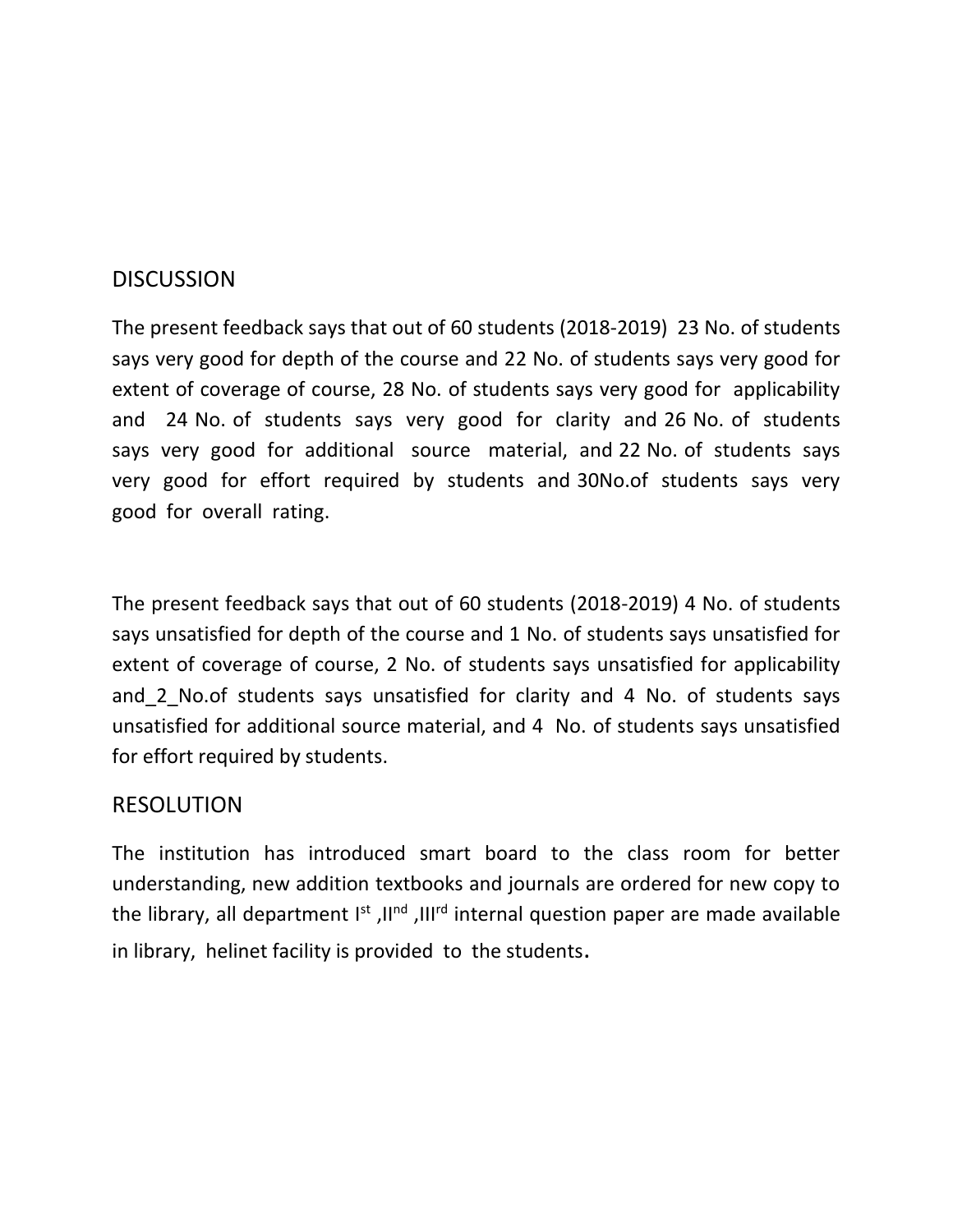## DISCUSSION

The present feedback says that out of 60 students (2018-2019) 23 No. of students says very good for depth of the course and 22 No. of students says very good for extent of coverage of course, 28 No. of students says very good for applicability and 24 No. of students says very good for clarity and 26 No. of students says very good for additional source material, and 22 No. of students says very good for effort required by students and 30No.of students says very good for overall rating.

The present feedback says that out of 60 students (2018-2019) 4 No. of students says unsatisfied for depth of the course and 1 No. of students says unsatisfied for extent of coverage of course, 2 No. of students says unsatisfied for applicability and_2_No.of students says unsatisfied for clarity and 4 No. of students says unsatisfied for additional source material, and 4 No. of students says unsatisfied for effort required by students.

## RESOLUTION

The institution has introduced smart board to the class room for better understanding, new addition textbooks and journals are ordered for new copy to the library, all department I$^{st}$ ,II$^{nd}$ ,III$^{rd}$ internal question paper are made available in library, helinet facility is provided to the students.